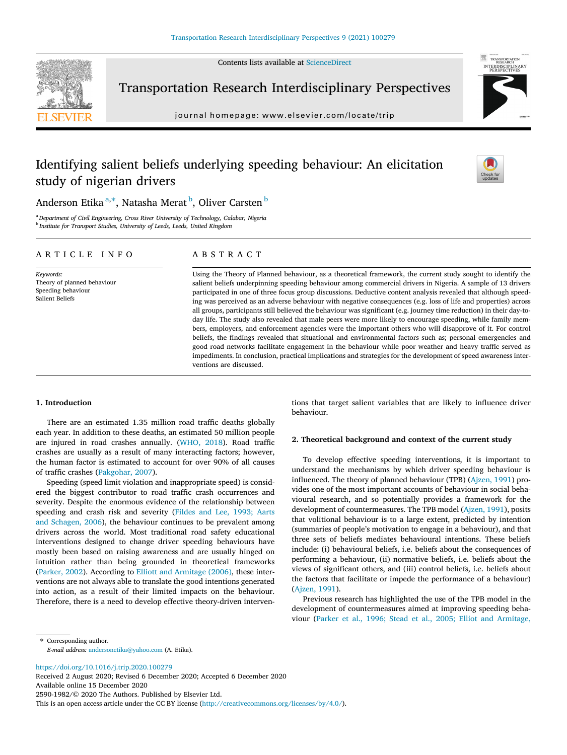# Identifying salient beliefs underlying speeding behaviour: An elicitation study of nigerian drivers

Anderson Etika [a,*], Natasha Merat [b], Oliver Carsten [b]

[a] Department of Civil Engineering, Cross River University of Technology, Calabar, Nigeria
[b] Institute for Transport Studies, University of Leeds, Leeds, United Kingdom

## ARTICLE INFO

*Keywords:*
Theory of planned behaviour
Speeding behaviour
Salient Beliefs

## ABSTRACT

Using the Theory of Planned behaviour, as a theoretical framework, the current study sought to identify the salient beliefs underpinning speeding behaviour among commercial drivers in Nigeria. A sample of 13 drivers participated in one of three focus group discussions. Deductive content analysis revealed that although speeding was perceived as an adverse behaviour with negative consequences (e.g. loss of life and properties) across all groups, participants still believed the behaviour was significant (e.g. journey time reduction) in their day-to-day life. The study also revealed that male peers were more likely to encourage speeding, while family members, employers, and enforcement agencies were the important others who will disapprove of it. For control beliefs, the findings revealed that situational and environmental factors such as; personal emergencies and good road networks facilitate engagement in the behaviour while poor weather and heavy traffic served as impediments. In conclusion, practical implications and strategies for the development of speed awareness interventions are discussed.

## 1. Introduction

There are an estimated 1.35 million road traffic deaths globally each year. In addition to these deaths, an estimated 50 million people are injured in road crashes annually. (WHO, 2018). Road traffic crashes are usually as a result of many interacting factors; however, the human factor is estimated to account for over 90% of all causes of traffic crashes (Pakgohar, 2007).

Speeding (speed limit violation and inappropriate speed) is considered the biggest contributor to road traffic crash occurrences and severity. Despite the enormous evidence of the relationship between speeding and crash risk and severity (Fildes and Lee, 1993; Aarts and Schagen, 2006), the behaviour continues to be prevalent among drivers across the world. Most traditional road safety educational interventions designed to change driver speeding behaviours have mostly been based on raising awareness and are usually hinged on intuition rather than being grounded in theoretical frameworks (Parker, 2002). According to Elliott and Armitage (2006), these interventions are not always able to translate the good intentions generated into action, as a result of their limited impacts on the behaviour. Therefore, there is a need to develop effective theory-driven interventions that target salient variables that are likely to influence driver behaviour.

## 2. Theoretical background and context of the current study

To develop effective speeding interventions, it is important to understand the mechanisms by which driver speeding behaviour is influenced. The theory of planned behaviour (TPB) (Ajzen, 1991) provides one of the most important accounts of behaviour in social behavioural research, and so potentially provides a framework for the development of countermeasures. The TPB model (Ajzen, 1991), posits that volitional behaviour is to a large extent, predicted by intention (summaries of people's motivation to engage in a behaviour), and that three sets of beliefs mediates behavioural intentions. These beliefs include: (i) behavioural beliefs, i.e. beliefs about the consequences of performing a behaviour, (ii) normative beliefs, i.e. beliefs about the views of significant others, and (iii) control beliefs, i.e. beliefs about the factors that facilitate or impede the performance of a behaviour) (Ajzen, 1991).

Previous research has highlighted the use of the TPB model in the development of countermeasures aimed at improving speeding behaviour (Parker et al., 1996; Stead et al., 2005; Elliot and Armitage,

* Corresponding author.
*E-mail address:* andersonetika@yahoo.com (A. Etika).

https://doi.org/10.1016/j.trip.2020.100279
Received 2 August 2020; Revised 6 December 2020; Accepted 6 December 2020
Available online 15 December 2020
2590-1982/© 2020 The Authors. Published by Elsevier Ltd.
This is an open access article under the CC BY license (http://creativecommons.org/licenses/by/4.0/).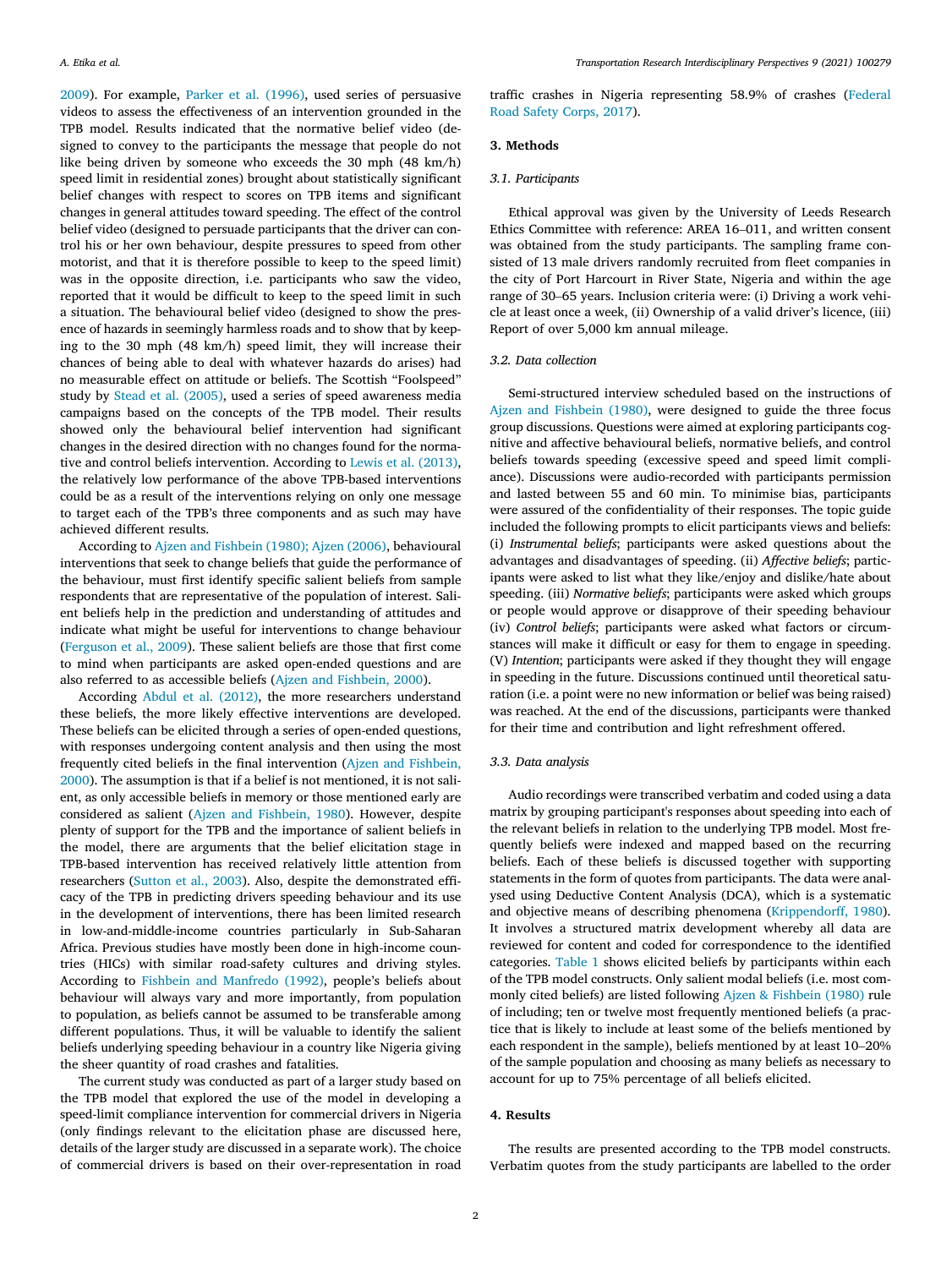2009). For example, Parker et al. (1996), used series of persuasive videos to assess the effectiveness of an intervention grounded in the TPB model. Results indicated that the normative belief video (designed to convey to the participants the message that people do not like being driven by someone who exceeds the 30 mph (48 km/h) speed limit in residential zones) brought about statistically significant belief changes with respect to scores on TPB items and significant changes in general attitudes toward speeding. The effect of the control belief video (designed to persuade participants that the driver can control his or her own behaviour, despite pressures to speed from other motorist, and that it is therefore possible to keep to the speed limit) was in the opposite direction, i.e. participants who saw the video, reported that it would be difficult to keep to the speed limit in such a situation. The behavioural belief video (designed to show the presence of hazards in seemingly harmless roads and to show that by keeping to the 30 mph (48 km/h) speed limit, they will increase their chances of being able to deal with whatever hazards do arises) had no measurable effect on attitude or beliefs. The Scottish "Foolspeed" study by Stead et al. (2005), used a series of speed awareness media campaigns based on the concepts of the TPB model. Their results showed only the behavioural belief intervention had significant changes in the desired direction with no changes found for the normative and control beliefs intervention. According to Lewis et al. (2013), the relatively low performance of the above TPB-based interventions could be as a result of the interventions relying on only one message to target each of the TPB's three components and as such may have achieved different results.

According to Ajzen and Fishbein (1980); Ajzen (2006), behavioural interventions that seek to change beliefs that guide the performance of the behaviour, must first identify specific salient beliefs from sample respondents that are representative of the population of interest. Salient beliefs help in the prediction and understanding of attitudes and indicate what might be useful for interventions to change behaviour (Ferguson et al., 2009). These salient beliefs are those that first come to mind when participants are asked open-ended questions and are also referred to as accessible beliefs (Ajzen and Fishbein, 2000).

According Abdul et al. (2012), the more researchers understand these beliefs, the more likely effective interventions are developed. These beliefs can be elicited through a series of open-ended questions, with responses undergoing content analysis and then using the most frequently cited beliefs in the final intervention (Ajzen and Fishbein, 2000). The assumption is that if a belief is not mentioned, it is not salient, as only accessible beliefs in memory or those mentioned early are considered as salient (Ajzen and Fishbein, 1980). However, despite plenty of support for the TPB and the importance of salient beliefs in the model, there are arguments that the belief elicitation stage in TPB-based intervention has received relatively little attention from researchers (Sutton et al., 2003). Also, despite the demonstrated efficacy of the TPB in predicting drivers speeding behaviour and its use in the development of interventions, there has been limited research in low-and-middle-income countries particularly in Sub-Saharan Africa. Previous studies have mostly been done in high-income countries (HICs) with similar road-safety cultures and driving styles. According to Fishbein and Manfredo (1992), people's beliefs about behaviour will always vary and more importantly, from population to population, as beliefs cannot be assumed to be transferable among different populations. Thus, it will be valuable to identify the salient beliefs underlying speeding behaviour in a country like Nigeria giving the sheer quantity of road crashes and fatalities.

The current study was conducted as part of a larger study based on the TPB model that explored the use of the model in developing a speed-limit compliance intervention for commercial drivers in Nigeria (only findings relevant to the elicitation phase are discussed here, details of the larger study are discussed in a separate work). The choice of commercial drivers is based on their over-representation in road traffic crashes in Nigeria representing 58.9% of crashes (Federal Road Safety Corps, 2017).

## 3. Methods

### 3.1. Participants

Ethical approval was given by the University of Leeds Research Ethics Committee with reference: AREA 16–011, and written consent was obtained from the study participants. The sampling frame consisted of 13 male drivers randomly recruited from fleet companies in the city of Port Harcourt in River State, Nigeria and within the age range of 30–65 years. Inclusion criteria were: (i) Driving a work vehicle at least once a week, (ii) Ownership of a valid driver's licence, (iii) Report of over 5,000 km annual mileage.

### 3.2. Data collection

Semi-structured interview scheduled based on the instructions of Ajzen and Fishbein (1980), were designed to guide the three focus group discussions. Questions were aimed at exploring participants cognitive and affective behavioural beliefs, normative beliefs, and control beliefs towards speeding (excessive speed and speed limit compliance). Discussions were audio-recorded with participants permission and lasted between 55 and 60 min. To minimise bias, participants were assured of the confidentiality of their responses. The topic guide included the following prompts to elicit participants views and beliefs: (i) *Instrumental beliefs*; participants were asked questions about the advantages and disadvantages of speeding. (ii) *Affective beliefs*; participants were asked to list what they like/enjoy and dislike/hate about speeding. (iii) *Normative beliefs*; participants were asked which groups or people would approve or disapprove of their speeding behaviour (iv) *Control beliefs*; participants were asked what factors or circumstances will make it difficult or easy for them to engage in speeding. (V) *Intention*; participants were asked if they thought they will engage in speeding in the future. Discussions continued until theoretical saturation (i.e. a point were no new information or belief was being raised) was reached. At the end of the discussions, participants were thanked for their time and contribution and light refreshment offered.

### 3.3. Data analysis

Audio recordings were transcribed verbatim and coded using a data matrix by grouping participant's responses about speeding into each of the relevant beliefs in relation to the underlying TPB model. Most frequently beliefs were indexed and mapped based on the recurring beliefs. Each of these beliefs is discussed together with supporting statements in the form of quotes from participants. The data were analysed using Deductive Content Analysis (DCA), which is a systematic and objective means of describing phenomena (Krippendorff, 1980). It involves a structured matrix development whereby all data are reviewed for content and coded for correspondence to the identified categories. Table 1 shows elicited beliefs by participants within each of the TPB model constructs. Only salient modal beliefs (i.e. most commonly cited beliefs) are listed following Ajzen & Fishbein (1980) rule of including; ten or twelve most frequently mentioned beliefs (a practice that is likely to include at least some of the beliefs mentioned by each respondent in the sample), beliefs mentioned by at least 10–20% of the sample population and choosing as many beliefs as necessary to account for up to 75% percentage of all beliefs elicited.

## 4. Results

The results are presented according to the TPB model constructs. Verbatim quotes from the study participants are labelled to the order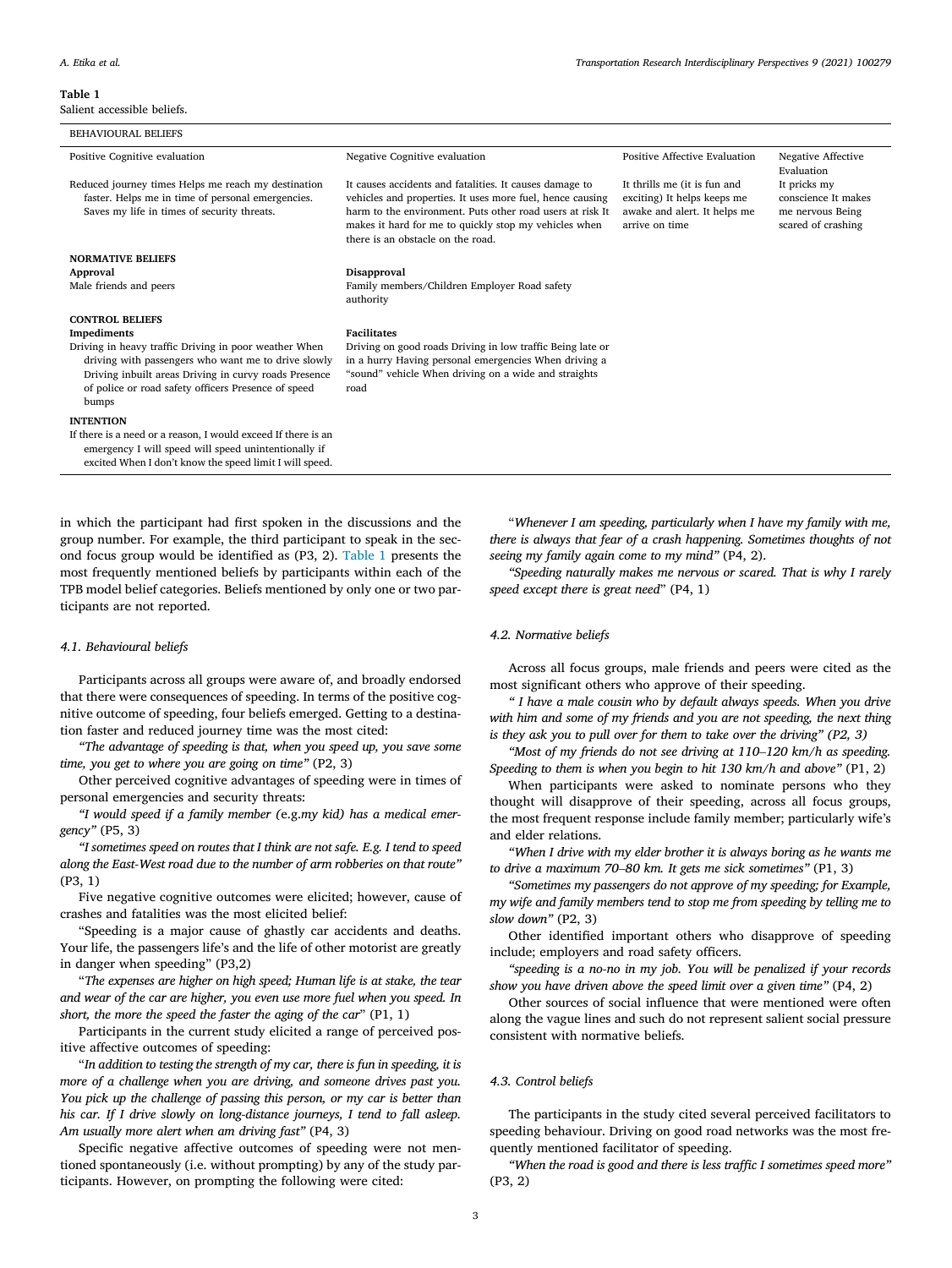**Table 1**
Salient accessible beliefs.

| BEHAVIOURAL BELIEFS | | | |
|---|---|---|---|
| Positive Cognitive evaluation | Negative Cognitive evaluation | Positive Affective Evaluation | Negative Affective Evaluation |
| Reduced journey times Helps me reach my destination faster. Helps me in time of personal emergencies. Saves my life in times of security threats. | It causes accidents and fatalities. It causes damage to vehicles and properties. It uses more fuel, hence causing harm to the environment. Puts other road users at risk It makes it hard for me to quickly stop my vehicles when there is an obstacle on the road. | It thrills me (it is fun and exciting) It helps keeps me awake and alert. It helps me arrive on time | It pricks my conscience It makes me nervous Being scared of crashing |
| **NORMATIVE BELIEFS** | | | |
| **Approval** | **Disapproval** | | |
| Male friends and peers | Family members/Children Employer Road safety authority | | |
| **CONTROL BELIEFS** | | | |
| **Impediments** | **Facilitates** | | |
| Driving in heavy traffic Driving in poor weather When driving with passengers who want me to drive slowly Driving inbuilt areas Driving in curvy roads Presence of police or road safety officers Presence of speed bumps | Driving on good roads Driving in low traffic Being late or in a hurry Having personal emergencies When driving a "sound" vehicle When driving on a wide and straights road | | |
| **INTENTION** | | | |
| If there is a need or a reason, I would exceed If there is an emergency I will speed will speed unintentionally if excited When I don't know the speed limit I will speed. | | | |

in which the participant had first spoken in the discussions and the group number. For example, the third participant to speak in the second focus group would be identified as (P3, 2). Table 1 presents the most frequently mentioned beliefs by participants within each of the TPB model belief categories. Beliefs mentioned by only one or two participants are not reported.

### 4.1. Behavioural beliefs

Participants across all groups were aware of, and broadly endorsed that there were consequences of speeding. In terms of the positive cognitive outcome of speeding, four beliefs emerged. Getting to a destination faster and reduced journey time was the most cited:

*"The advantage of speeding is that, when you speed up, you save some time, you get to where you are going on time"* (P2, 3)

Other perceived cognitive advantages of speeding were in times of personal emergencies and security threats:

*"I would speed if a family member (*e.g.*my kid) has a medical emergency"* (P5, 3)

*"I sometimes speed on routes that I think are not safe. E.g. I tend to speed along the East-West road due to the number of arm robberies on that route"* (P3, 1)

Five negative cognitive outcomes were elicited; however, cause of crashes and fatalities was the most elicited belief:

"Speeding is a major cause of ghastly car accidents and deaths. Your life, the passengers life's and the life of other motorist are greatly in danger when speeding" (P3,2)

"*The expenses are higher on high speed; Human life is at stake, the tear and wear of the car are higher, you even use more fuel when you speed. In short, the more the speed the faster the aging of the car*" (P1, 1)

Participants in the current study elicited a range of perceived positive affective outcomes of speeding:

"*In addition to testing the strength of my car, there is fun in speeding, it is more of a challenge when you are driving, and someone drives past you. You pick up the challenge of passing this person, or my car is better than his car. If I drive slowly on long-distance journeys, I tend to fall asleep. Am usually more alert when am driving fast"* (P4, 3)

Specific negative affective outcomes of speeding were not mentioned spontaneously (i.e. without prompting) by any of the study participants. However, on prompting the following were cited:

"*Whenever I am speeding, particularly when I have my family with me, there is always that fear of a crash happening. Sometimes thoughts of not seeing my family again come to my mind"* (P4, 2).

*"Speeding naturally makes me nervous or scared. That is why I rarely speed except there is great need*" (P4, 1)

### 4.2. Normative beliefs

Across all focus groups, male friends and peers were cited as the most significant others who approve of their speeding.

*" I have a male cousin who by default always speeds. When you drive with him and some of my friends and you are not speeding, the next thing is they ask you to pull over for them to take over the driving" (P2, 3)*

*"Most of my friends do not see driving at 110–120 km/h as speeding. Speeding to them is when you begin to hit 130 km/h and above"* (P1, 2)

When participants were asked to nominate persons who they thought will disapprove of their speeding, across all focus groups, the most frequent response include family member; particularly wife's and elder relations.

*"When I drive with my elder brother it is always boring as he wants me to drive a maximum 70–80 km. It gets me sick sometimes"* (P1, 3)

*"Sometimes my passengers do not approve of my speeding; for Example, my wife and family members tend to stop me from speeding by telling me to slow down"* (P2, 3)

Other identified important others who disapprove of speeding include; employers and road safety officers.

*"speeding is a no-no in my job. You will be penalized if your records show you have driven above the speed limit over a given time"* (P4, 2)

Other sources of social influence that were mentioned were often along the vague lines and such do not represent salient social pressure consistent with normative beliefs.

### 4.3. Control beliefs

The participants in the study cited several perceived facilitators to speeding behaviour. Driving on good road networks was the most frequently mentioned facilitator of speeding.

*"When the road is good and there is less traffic I sometimes speed more"* (P3, 2)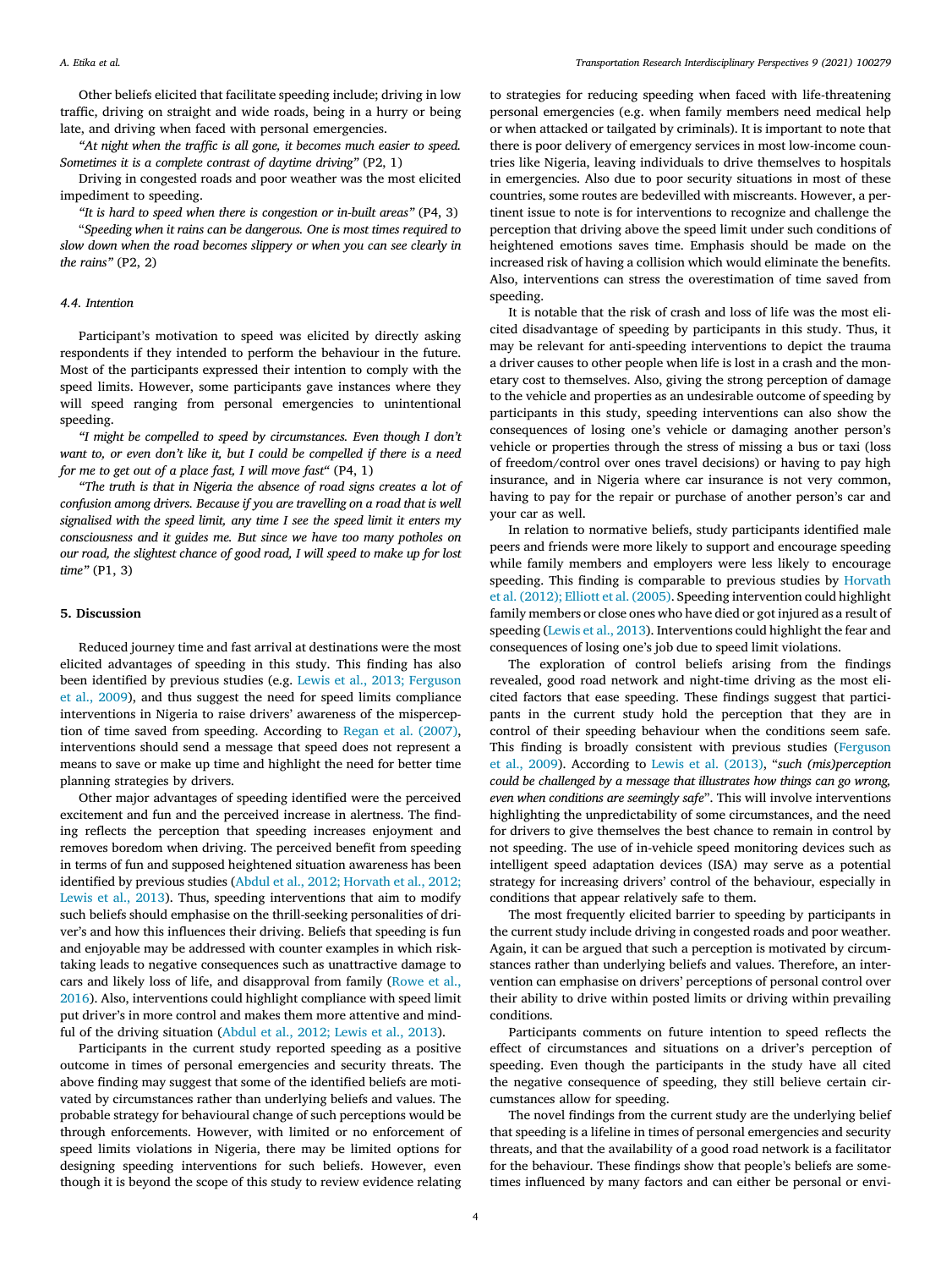Other beliefs elicited that facilitate speeding include; driving in low traffic, driving on straight and wide roads, being in a hurry or being late, and driving when faced with personal emergencies.

*"At night when the traffic is all gone, it becomes much easier to speed. Sometimes it is a complete contrast of daytime driving"* (P2, 1)

Driving in congested roads and poor weather was the most elicited impediment to speeding.

*"It is hard to speed when there is congestion or in-built areas"* (P4, 3)

"*Speeding when it rains can be dangerous. One is most times required to slow down when the road becomes slippery or when you can see clearly in the rains"* (P2, 2)

### 4.4. Intention

Participant's motivation to speed was elicited by directly asking respondents if they intended to perform the behaviour in the future. Most of the participants expressed their intention to comply with the speed limits. However, some participants gave instances where they will speed ranging from personal emergencies to unintentional speeding.

*"I might be compelled to speed by circumstances. Even though I don't want to, or even don't like it, but I could be compelled if there is a need for me to get out of a place fast, I will move fast"* (P4, 1)

*"The truth is that in Nigeria the absence of road signs creates a lot of confusion among drivers. Because if you are travelling on a road that is well signalised with the speed limit, any time I see the speed limit it enters my consciousness and it guides me. But since we have too many potholes on our road, the slightest chance of good road, I will speed to make up for lost time"* (P1, 3)

## 5. Discussion

Reduced journey time and fast arrival at destinations were the most elicited advantages of speeding in this study. This finding has also been identified by previous studies (e.g. Lewis et al., 2013; Ferguson et al., 2009), and thus suggest the need for speed limits compliance interventions in Nigeria to raise drivers' awareness of the misperception of time saved from speeding. According to Regan et al. (2007), interventions should send a message that speed does not represent a means to save or make up time and highlight the need for better time planning strategies by drivers.

Other major advantages of speeding identified were the perceived excitement and fun and the perceived increase in alertness. The finding reflects the perception that speeding increases enjoyment and removes boredom when driving. The perceived benefit from speeding in terms of fun and supposed heightened situation awareness has been identified by previous studies (Abdul et al., 2012; Horvath et al., 2012; Lewis et al., 2013). Thus, speeding interventions that aim to modify such beliefs should emphasise on the thrill-seeking personalities of driver's and how this influences their driving. Beliefs that speeding is fun and enjoyable may be addressed with counter examples in which risk-taking leads to negative consequences such as unattractive damage to cars and likely loss of life, and disapproval from family (Rowe et al., 2016). Also, interventions could highlight compliance with speed limit put driver's in more control and makes them more attentive and mindful of the driving situation (Abdul et al., 2012; Lewis et al., 2013).

Participants in the current study reported speeding as a positive outcome in times of personal emergencies and security threats. The above finding may suggest that some of the identified beliefs are motivated by circumstances rather than underlying beliefs and values. The probable strategy for behavioural change of such perceptions would be through enforcements. However, with limited or no enforcement of speed limits violations in Nigeria, there may be limited options for designing speeding interventions for such beliefs. However, even though it is beyond the scope of this study to review evidence relating to strategies for reducing speeding when faced with life-threatening personal emergencies (e.g. when family members need medical help or when attacked or tailgated by criminals). It is important to note that there is poor delivery of emergency services in most low-income countries like Nigeria, leaving individuals to drive themselves to hospitals in emergencies. Also due to poor security situations in most of these countries, some routes are bedevilled with miscreants. However, a pertinent issue to note is for interventions to recognize and challenge the perception that driving above the speed limit under such conditions of heightened emotions saves time. Emphasis should be made on the increased risk of having a collision which would eliminate the benefits. Also, interventions can stress the overestimation of time saved from speeding.

It is notable that the risk of crash and loss of life was the most elicited disadvantage of speeding by participants in this study. Thus, it may be relevant for anti-speeding interventions to depict the trauma a driver causes to other people when life is lost in a crash and the monetary cost to themselves. Also, giving the strong perception of damage to the vehicle and properties as an undesirable outcome of speeding by participants in this study, speeding interventions can also show the consequences of losing one's vehicle or damaging another person's vehicle or properties through the stress of missing a bus or taxi (loss of freedom/control over ones travel decisions) or having to pay high insurance, and in Nigeria where car insurance is not very common, having to pay for the repair or purchase of another person's car and your car as well.

In relation to normative beliefs, study participants identified male peers and friends were more likely to support and encourage speeding while family members and employers were less likely to encourage speeding. This finding is comparable to previous studies by Horvath et al. (2012); Elliott et al. (2005). Speeding intervention could highlight family members or close ones who have died or got injured as a result of speeding (Lewis et al., 2013). Interventions could highlight the fear and consequences of losing one's job due to speed limit violations.

The exploration of control beliefs arising from the findings revealed, good road network and night-time driving as the most elicited factors that ease speeding. These findings suggest that participants in the current study hold the perception that they are in control of their speeding behaviour when the conditions seem safe. This finding is broadly consistent with previous studies (Ferguson et al., 2009). According to Lewis et al. (2013), "*such (mis)perception could be challenged by a message that illustrates how things can go wrong, even when conditions are seemingly safe*". This will involve interventions highlighting the unpredictability of some circumstances, and the need for drivers to give themselves the best chance to remain in control by not speeding. The use of in-vehicle speed monitoring devices such as intelligent speed adaptation devices (ISA) may serve as a potential strategy for increasing drivers' control of the behaviour, especially in conditions that appear relatively safe to them.

The most frequently elicited barrier to speeding by participants in the current study include driving in congested roads and poor weather. Again, it can be argued that such a perception is motivated by circumstances rather than underlying beliefs and values. Therefore, an intervention can emphasise on drivers' perceptions of personal control over their ability to drive within posted limits or driving within prevailing conditions.

Participants comments on future intention to speed reflects the effect of circumstances and situations on a driver's perception of speeding. Even though the participants in the study have all cited the negative consequence of speeding, they still believe certain circumstances allow for speeding.

The novel findings from the current study are the underlying belief that speeding is a lifeline in times of personal emergencies and security threats, and that the availability of a good road network is a facilitator for the behaviour. These findings show that people's beliefs are sometimes influenced by many factors and can either be personal or envi-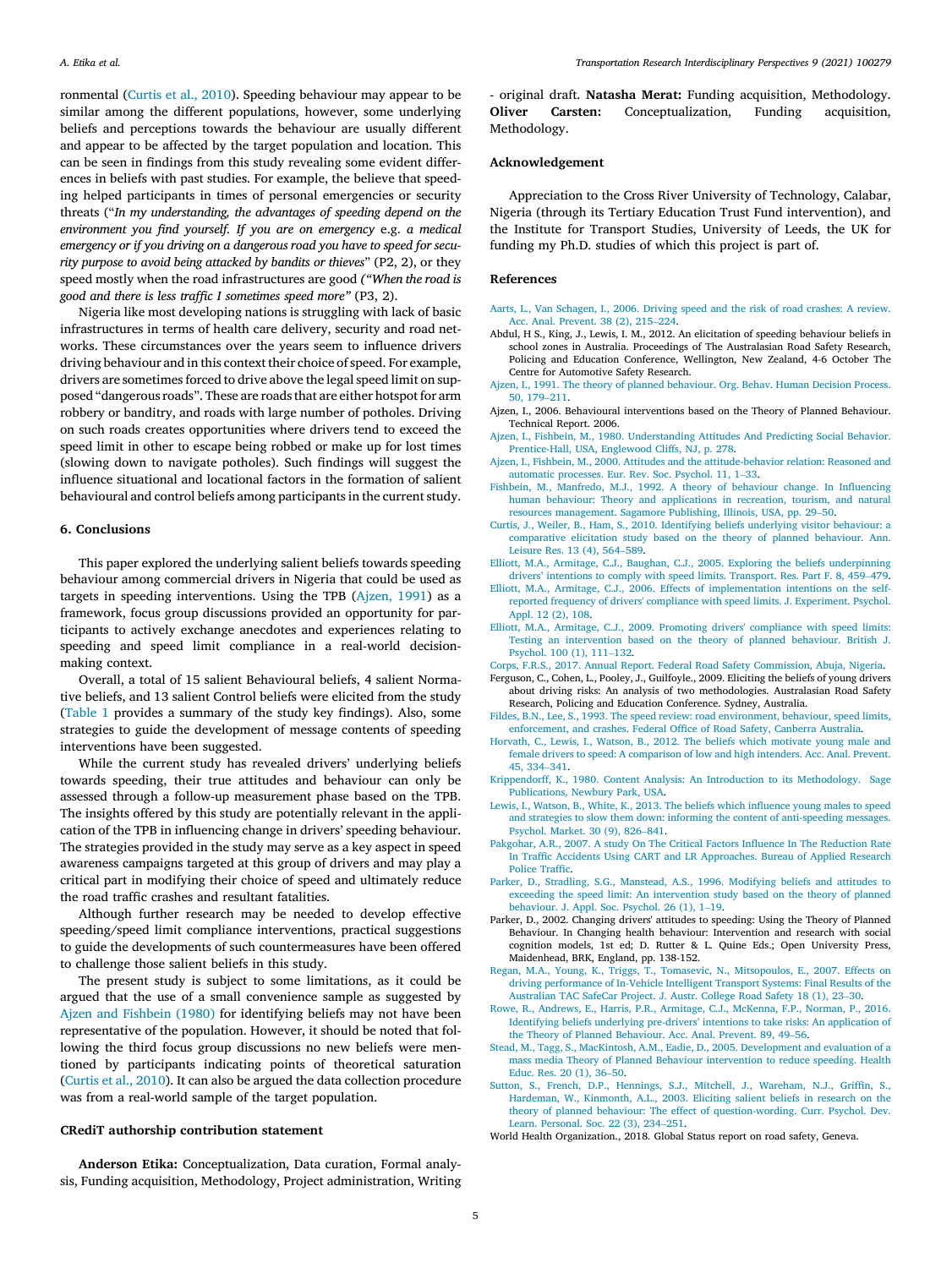ronmental (Curtis et al., 2010). Speeding behaviour may appear to be similar among the different populations, however, some underlying beliefs and perceptions towards the behaviour are usually different and appear to be affected by the target population and location. This can be seen in findings from this study revealing some evident differences in beliefs with past studies. For example, the believe that speeding helped participants in times of personal emergencies or security threats ("*In my understanding, the advantages of speeding depend on the environment you find yourself. If you are on emergency* e.g. *a medical emergency or if you driving on a dangerous road you have to speed for security purpose to avoid being attacked by bandits or thieves*" (P2, 2), or they speed mostly when the road infrastructures are good *("When the road is good and there is less traffic I sometimes speed more"* (P3, 2).

Nigeria like most developing nations is struggling with lack of basic infrastructures in terms of health care delivery, security and road networks. These circumstances over the years seem to influence drivers driving behaviour and in this context their choice of speed. For example, drivers are sometimes forced to drive above the legal speed limit on supposed "dangerous roads". These are roads that are either hotspot for arm robbery or banditry, and roads with large number of potholes. Driving on such roads creates opportunities where drivers tend to exceed the speed limit in other to escape being robbed or make up for lost times (slowing down to navigate potholes). Such findings will suggest the influence situational and locational factors in the formation of salient behavioural and control beliefs among participants in the current study.

## 6. Conclusions

This paper explored the underlying salient beliefs towards speeding behaviour among commercial drivers in Nigeria that could be used as targets in speeding interventions. Using the TPB (Ajzen, 1991) as a framework, focus group discussions provided an opportunity for participants to actively exchange anecdotes and experiences relating to speeding and speed limit compliance in a real-world decision-making context.

Overall, a total of 15 salient Behavioural beliefs, 4 salient Normative beliefs, and 13 salient Control beliefs were elicited from the study (Table 1 provides a summary of the study key findings). Also, some strategies to guide the development of message contents of speeding interventions have been suggested.

While the current study has revealed drivers' underlying beliefs towards speeding, their true attitudes and behaviour can only be assessed through a follow-up measurement phase based on the TPB. The insights offered by this study are potentially relevant in the application of the TPB in influencing change in drivers' speeding behaviour. The strategies provided in the study may serve as a key aspect in speed awareness campaigns targeted at this group of drivers and may play a critical part in modifying their choice of speed and ultimately reduce the road traffic crashes and resultant fatalities.

Although further research may be needed to develop effective speeding/speed limit compliance interventions, practical suggestions to guide the developments of such countermeasures have been offered to challenge those salient beliefs in this study.

The present study is subject to some limitations, as it could be argued that the use of a small convenience sample as suggested by Ajzen and Fishbein (1980) for identifying beliefs may not have been representative of the population. However, it should be noted that following the third focus group discussions no new beliefs were mentioned by participants indicating points of theoretical saturation (Curtis et al., 2010). It can also be argued the data collection procedure was from a real-world sample of the target population.

## CRediT authorship contribution statement

**Anderson Etika:** Conceptualization, Data curation, Formal analysis, Funding acquisition, Methodology, Project administration, Writing - original draft. **Natasha Merat:** Funding acquisition, Methodology. **Oliver Carsten:** Conceptualization, Funding acquisition, Methodology.

## Acknowledgement

Appreciation to the Cross River University of Technology, Calabar, Nigeria (through its Tertiary Education Trust Fund intervention), and the Institute for Transport Studies, University of Leeds, the UK for funding my Ph.D. studies of which this project is part of.

## References

Aarts, L., Van Schagen, I., 2006. Driving speed and the risk of road crashes: A review. Acc. Anal. Prevent. 38 (2), 215–224.

Abdul, H S., King, J., Lewis, I. M., 2012. An elicitation of speeding behaviour beliefs in school zones in Australia. Proceedings of The Australasian Road Safety Research, Policing and Education Conference, Wellington, New Zealand, 4-6 October The Centre for Automotive Safety Research.

Ajzen, I., 1991. The theory of planned behaviour. Org. Behav. Human Decision Process. 50, 179–211.

Ajzen, I., 2006. Behavioural interventions based on the Theory of Planned Behaviour. Technical Report. 2006.

Ajzen, I., Fishbein, M., 1980. Understanding Attitudes And Predicting Social Behavior. Prentice-Hall, USA, Englewood Cliffs, NJ, p. 278.

Ajzen, I., Fishbein, M., 2000. Attitudes and the attitude-behavior relation: Reasoned and automatic processes. Eur. Rev. Soc. Psychol. 11, 1–33.

Fishbein, M., Manfredo, M.J., 1992. A theory of behaviour change. In Influencing human behaviour: Theory and applications in recreation, tourism, and natural resources management. Sagamore Publishing, Illinois, USA, pp. 29–50.

Curtis, J., Weiler, B., Ham, S., 2010. Identifying beliefs underlying visitor behaviour: a comparative elicitation study based on the theory of planned behaviour. Ann. Leisure Res. 13 (4), 564–589.

Elliott, M.A., Armitage, C.J., Baughan, C.J., 2005. Exploring the beliefs underpinning drivers' intentions to comply with speed limits. Transport. Res. Part F. 8, 459–479.

Elliott, M.A., Armitage, C.J., 2006. Effects of implementation intentions on the self-reported frequency of drivers' compliance with speed limits. J. Experiment. Psychol. Appl. 12 (2), 108.

Elliott, M.A., Armitage, C.J., 2009. Promoting drivers' compliance with speed limits: Testing an intervention based on the theory of planned behaviour. British J. Psychol. 100 (1), 111–132.

Corps, F.R.S., 2017. Annual Report. Federal Road Safety Commission, Abuja, Nigeria.

Ferguson, C., Cohen, L., Pooley, J., Guilfoyle., 2009. Eliciting the beliefs of young drivers about driving risks: An analysis of two methodologies. Australasian Road Safety Research, Policing and Education Conference. Sydney, Australia.

Fildes, B.N., Lee, S., 1993. The speed review: road environment, behaviour, speed limits, enforcement, and crashes. Federal Office of Road Safety, Canberra Australia.

Horvath, C., Lewis, I., Watson, B., 2012. The beliefs which motivate young male and female drivers to speed: A comparison of low and high intenders. Acc. Anal. Prevent. 45, 334–341.

Krippendorff, K., 1980. Content Analysis: An Introduction to its Methodology. Sage Publications, Newbury Park, USA.

Lewis, I., Watson, B., White, K., 2013. The beliefs which influence young males to speed and strategies to slow them down: informing the content of anti-speeding messages. Psychol. Market. 30 (9), 826–841.

Pakgohar, A.R., 2007. A study On The Critical Factors Influence In The Reduction Rate In Traffic Accidents Using CART and LR Approaches. Bureau of Applied Research Police Traffic.

Parker, D., Stradling, S.G., Manstead, A.S., 1996. Modifying beliefs and attitudes to exceeding the speed limit: An intervention study based on the theory of planned behaviour. J. Appl. Soc. Psychol. 26 (1), 1–19.

Parker, D., 2002. Changing drivers' attitudes to speeding: Using the Theory of Planned Behaviour. In Changing health behaviour: Intervention and research with social cognition models, 1st ed; D. Rutter & L. Quine Eds.; Open University Press, Maidenhead, BRK, England, pp. 138-152.

Regan, M.A., Young, K., Triggs, T., Tomasevic, N., Mitsopoulos, E., 2007. Effects on driving performance of In-Vehicle Intelligent Transport Systems: Final Results of the Australian TAC SafeCar Project. J. Austr. College Road Safety 18 (1), 23–30.

Rowe, R., Andrews, E., Harris, P.R., Armitage, C.J., McKenna, F.P., Norman, P., 2016. Identifying beliefs underlying pre-drivers' intentions to take risks: An application of the Theory of Planned Behaviour. Acc. Anal. Prevent. 89, 49–56.

Stead, M., Tagg, S., MacKintosh, A.M., Eadie, D., 2005. Development and evaluation of a mass media Theory of Planned Behaviour intervention to reduce speeding. Health Educ. Res. 20 (1), 36–50.

Sutton, S., French, D.P., Hennings, S.J., Mitchell, J., Wareham, N.J., Griffin, S., Hardeman, W., Kinmonth, A.L., 2003. Eliciting salient beliefs in research on the theory of planned behaviour: The effect of question-wording. Curr. Psychol. Dev. Learn. Personal. Soc. 22 (3), 234–251.

World Health Organization., 2018. Global Status report on road safety, Geneva.